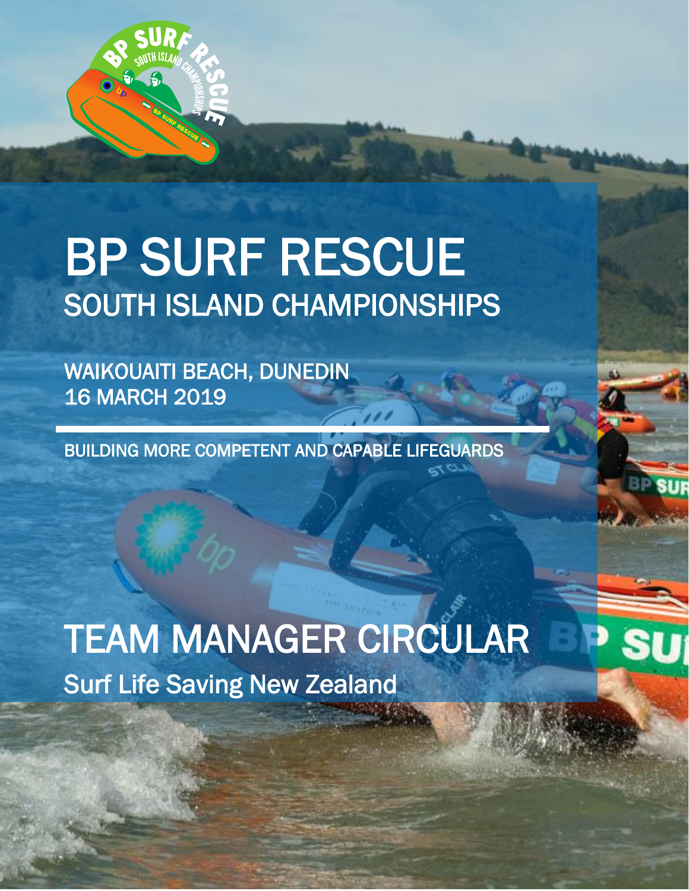# BP SURF RESCUE

## SOUTH ISLAND CHAMPIONSHIPS

WAIKOUAITI BEACH, DUNEDIN
16 MARCH 2019

---

BUILDING MORE COMPETENT AND CAPABLE LIFEGUARDS

# TEAM MANAGER CIRCULAR

Surf Life Saving New Zealand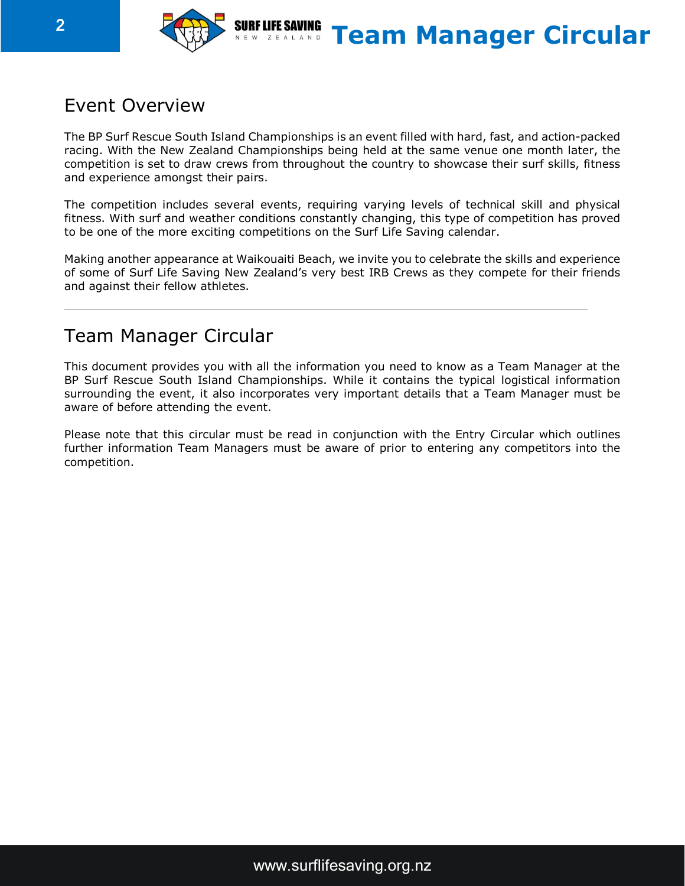## Event Overview

The BP Surf Rescue South Island Championships is an event filled with hard, fast, and action-packed racing. With the New Zealand Championships being held at the same venue one month later, the competition is set to draw crews from throughout the country to showcase their surf skills, fitness and experience amongst their pairs.

The competition includes several events, requiring varying levels of technical skill and physical fitness. With surf and weather conditions constantly changing, this type of competition has proved to be one of the more exciting competitions on the Surf Life Saving calendar.

Making another appearance at Waikouaiti Beach, we invite you to celebrate the skills and experience of some of Surf Life Saving New Zealand's very best IRB Crews as they compete for their friends and against their fellow athletes.

---

## Team Manager Circular

This document provides you with all the information you need to know as a Team Manager at the BP Surf Rescue South Island Championships. While it contains the typical logistical information surrounding the event, it also incorporates very important details that a Team Manager must be aware of before attending the event.

Please note that this circular must be read in conjunction with the Entry Circular which outlines further information Team Managers must be aware of prior to entering any competitors into the competition.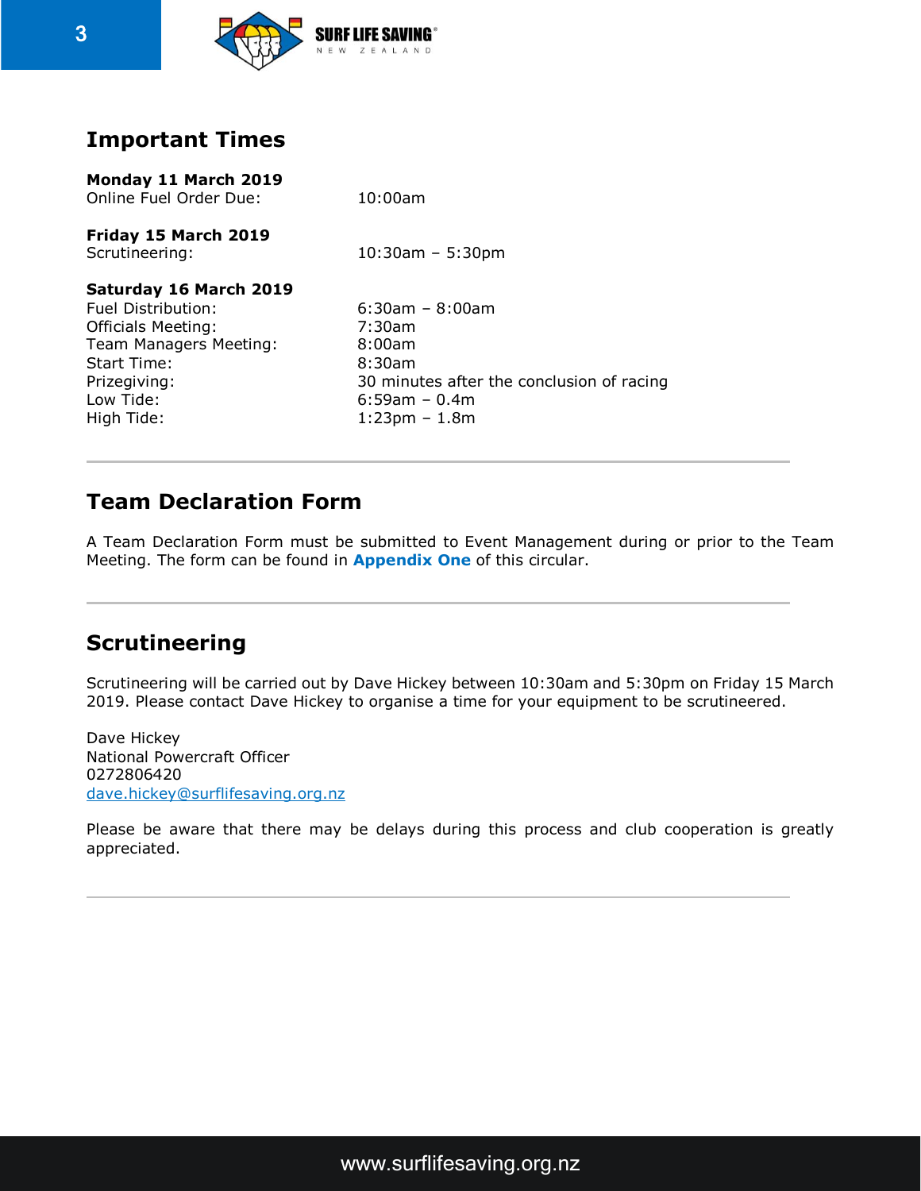## Important Times

**Monday 11 March 2019**

| | |
|---|---|
| Online Fuel Order Due: | 10:00am |

**Friday 15 March 2019**

| | |
|---|---|
| Scrutineering: | 10:30am – 5:30pm |

**Saturday 16 March 2019**

| | |
|---|---|
| Fuel Distribution: | 6:30am – 8:00am |
| Officials Meeting: | 7:30am |
| Team Managers Meeting: | 8:00am |
| Start Time: | 8:30am |
| Prizegiving: | 30 minutes after the conclusion of racing |
| Low Tide: | 6:59am – 0.4m |
| High Tide: | 1:23pm – 1.8m |

---

## Team Declaration Form

A Team Declaration Form must be submitted to Event Management during or prior to the Team Meeting. The form can be found in **Appendix One** of this circular.

---

## Scrutineering

Scrutineering will be carried out by Dave Hickey between 10:30am and 5:30pm on Friday 15 March 2019. Please contact Dave Hickey to organise a time for your equipment to be scrutineered.

Dave Hickey
National Powercraft Officer
0272806420
dave.hickey@surflifesaving.org.nz

Please be aware that there may be delays during this process and club cooperation is greatly appreciated.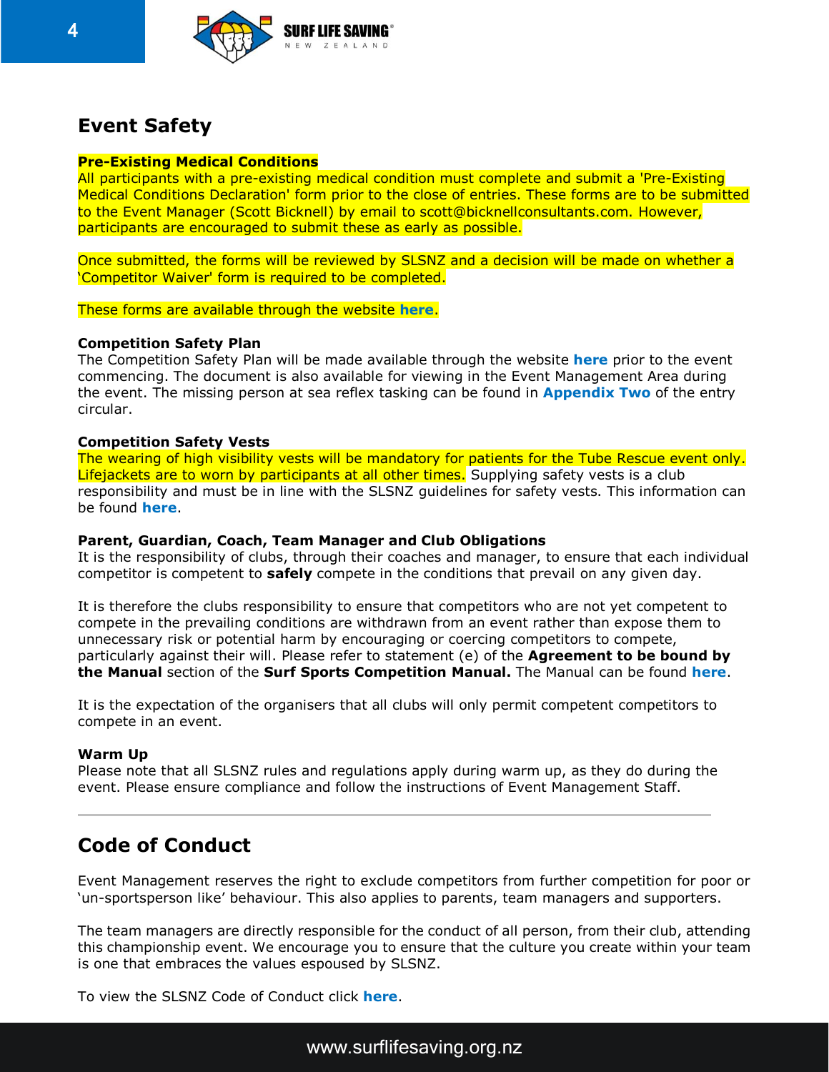## Event Safety

**Pre-Existing Medical Conditions**
All participants with a pre-existing medical condition must complete and submit a 'Pre-Existing Medical Conditions Declaration' form prior to the close of entries. These forms are to be submitted to the Event Manager (Scott Bicknell) by email to scott@bicknellconsultants.com. However, participants are encouraged to submit these as early as possible.

Once submitted, the forms will be reviewed by SLSNZ and a decision will be made on whether a 'Competitor Waiver' form is required to be completed.

These forms are available through the website **here**.

**Competition Safety Plan**
The Competition Safety Plan will be made available through the website **here** prior to the event commencing. The document is also available for viewing in the Event Management Area during the event. The missing person at sea reflex tasking can be found in **Appendix Two** of the entry circular.

**Competition Safety Vests**
The wearing of high visibility vests will be mandatory for patients for the Tube Rescue event only. Lifejackets are to worn by participants at all other times. Supplying safety vests is a club responsibility and must be in line with the SLSNZ guidelines for safety vests. This information can be found **here**.

**Parent, Guardian, Coach, Team Manager and Club Obligations**
It is the responsibility of clubs, through their coaches and manager, to ensure that each individual competitor is competent to **safely** compete in the conditions that prevail on any given day.

It is therefore the clubs responsibility to ensure that competitors who are not yet competent to compete in the prevailing conditions are withdrawn from an event rather than expose them to unnecessary risk or potential harm by encouraging or coercing competitors to compete, particularly against their will. Please refer to statement (e) of the **Agreement to be bound by the Manual** section of the **Surf Sports Competition Manual.** The Manual can be found **here**.

It is the expectation of the organisers that all clubs will only permit competent competitors to compete in an event.

**Warm Up**
Please note that all SLSNZ rules and regulations apply during warm up, as they do during the event. Please ensure compliance and follow the instructions of Event Management Staff.

---

## Code of Conduct

Event Management reserves the right to exclude competitors from further competition for poor or 'un-sportsperson like' behaviour. This also applies to parents, team managers and supporters.

The team managers are directly responsible for the conduct of all person, from their club, attending this championship event. We encourage you to ensure that the culture you create within your team is one that embraces the values espoused by SLSNZ.

To view the SLSNZ Code of Conduct click **here**.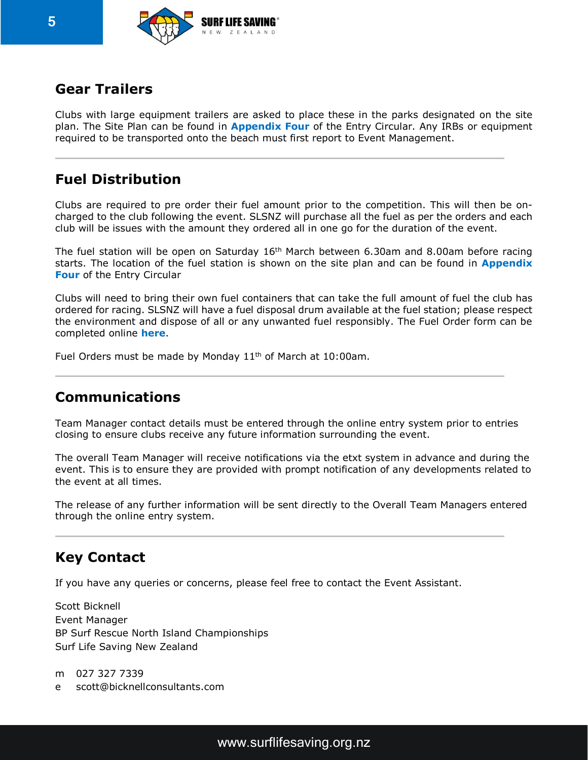## Gear Trailers

Clubs with large equipment trailers are asked to place these in the parks designated on the site plan. The Site Plan can be found in **Appendix Four** of the Entry Circular. Any IRBs or equipment required to be transported onto the beach must first report to Event Management.

## Fuel Distribution

Clubs are required to pre order their fuel amount prior to the competition. This will then be on-charged to the club following the event. SLSNZ will purchase all the fuel as per the orders and each club will be issues with the amount they ordered all in one go for the duration of the event.

The fuel station will be open on Saturday 16th March between 6.30am and 8.00am before racing starts. The location of the fuel station is shown on the site plan and can be found in **Appendix Four** of the Entry Circular

Clubs will need to bring their own fuel containers that can take the full amount of fuel the club has ordered for racing. SLSNZ will have a fuel disposal drum available at the fuel station; please respect the environment and dispose of all or any unwanted fuel responsibly. The Fuel Order form can be completed online **here**.

Fuel Orders must be made by Monday 11th of March at 10:00am.

## Communications

Team Manager contact details must be entered through the online entry system prior to entries closing to ensure clubs receive any future information surrounding the event.

The overall Team Manager will receive notifications via the etxt system in advance and during the event. This is to ensure they are provided with prompt notification of any developments related to the event at all times.

The release of any further information will be sent directly to the Overall Team Managers entered through the online entry system.

## Key Contact

If you have any queries or concerns, please feel free to contact the Event Assistant.

Scott Bicknell
Event Manager
BP Surf Rescue North Island Championships
Surf Life Saving New Zealand

m 027 327 7339
e scott@bicknellconsultants.com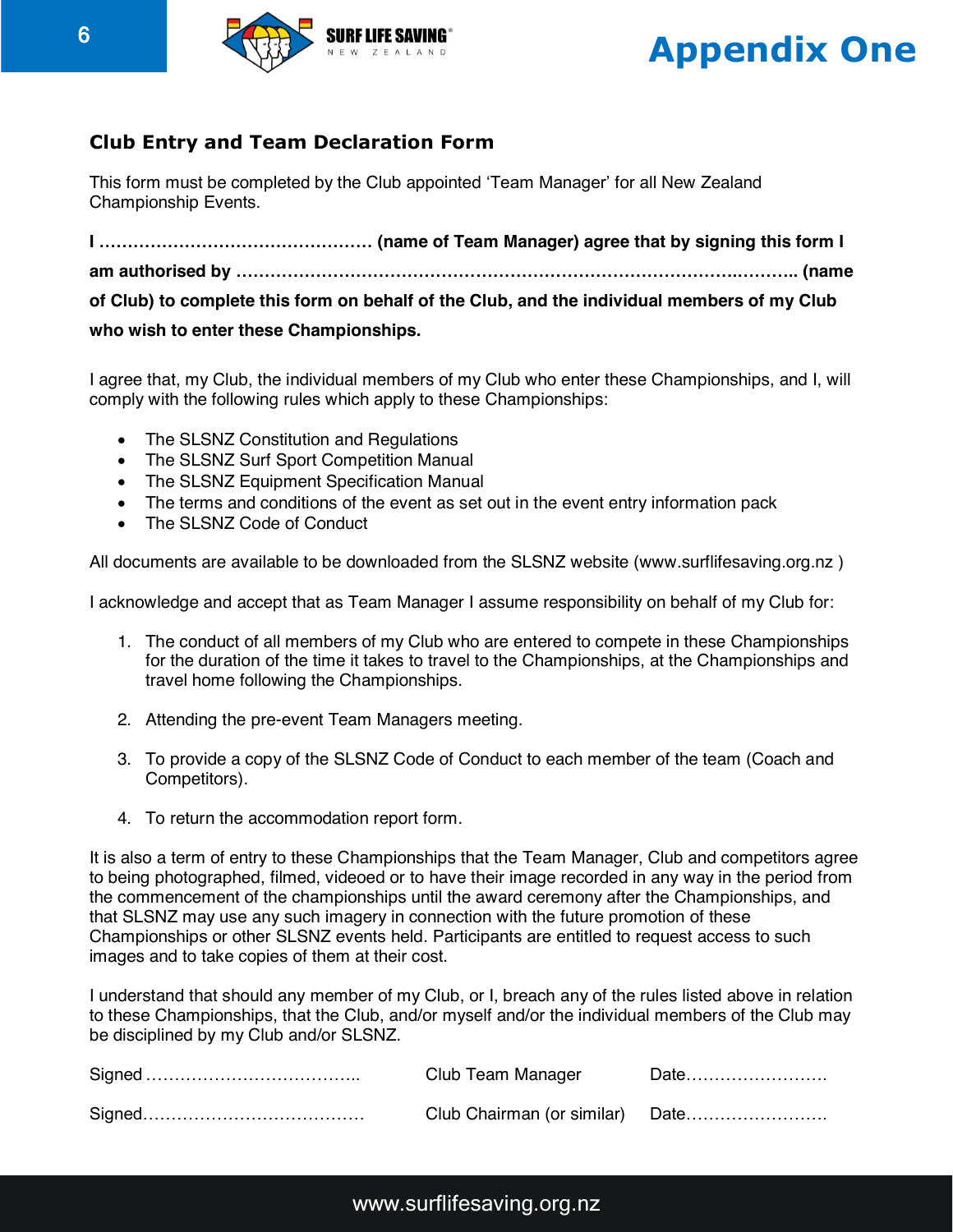# Appendix One

## Club Entry and Team Declaration Form

This form must be completed by the Club appointed 'Team Manager' for all New Zealand Championship Events.

**I ………………………………………… (name of Team Manager) agree that by signing this form I am authorised by ……………………………………………………………………….……….. (name of Club) to complete this form on behalf of the Club, and the individual members of my Club who wish to enter these Championships.**

I agree that, my Club, the individual members of my Club who enter these Championships, and I, will comply with the following rules which apply to these Championships:

- The SLSNZ Constitution and Regulations
- The SLSNZ Surf Sport Competition Manual
- The SLSNZ Equipment Specification Manual
- The terms and conditions of the event as set out in the event entry information pack
- The SLSNZ Code of Conduct

All documents are available to be downloaded from the SLSNZ website (www.surflifesaving.org.nz )

I acknowledge and accept that as Team Manager I assume responsibility on behalf of my Club for:

1. The conduct of all members of my Club who are entered to compete in these Championships for the duration of the time it takes to travel to the Championships, at the Championships and travel home following the Championships.

2. Attending the pre-event Team Managers meeting.

3. To provide a copy of the SLSNZ Code of Conduct to each member of the team (Coach and Competitors).

4. To return the accommodation report form.

It is also a term of entry to these Championships that the Team Manager, Club and competitors agree to being photographed, filmed, videoed or to have their image recorded in any way in the period from the commencement of the championships until the award ceremony after the Championships, and that SLSNZ may use any such imagery in connection with the future promotion of these Championships or other SLSNZ events held. Participants are entitled to request access to such images and to take copies of them at their cost.

I understand that should any member of my Club, or I, breach any of the rules listed above in relation to these Championships, that the Club, and/or myself and/or the individual members of the Club may be disciplined by my Club and/or SLSNZ.

| | | |
|---|---|---|
| Signed ……………………………….. | Club Team Manager | Date……………………. |
| Signed………………………………… | Club Chairman (or similar) | Date……………………. |